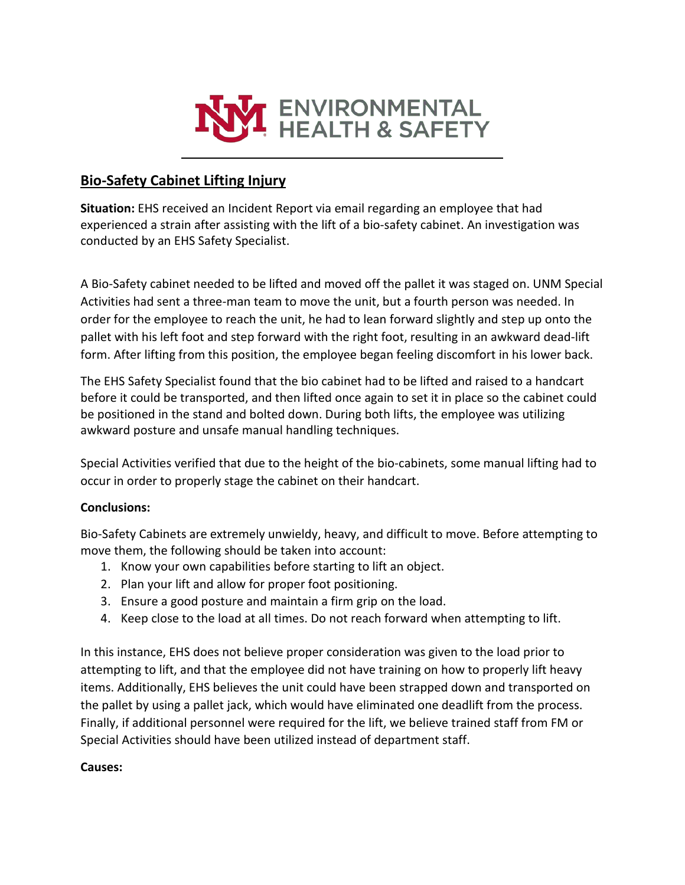# UNM ENVIRONMENTAL HEALTH & SAFETY

## Bio-Safety Cabinet Lifting Injury

**Situation:** EHS received an Incident Report via email regarding an employee that had experienced a strain after assisting with the lift of a bio-safety cabinet. An investigation was conducted by an EHS Safety Specialist.

A Bio-Safety cabinet needed to be lifted and moved off the pallet it was staged on. UNM Special Activities had sent a three-man team to move the unit, but a fourth person was needed. In order for the employee to reach the unit, he had to lean forward slightly and step up onto the pallet with his left foot and step forward with the right foot, resulting in an awkward dead-lift form. After lifting from this position, the employee began feeling discomfort in his lower back.

The EHS Safety Specialist found that the bio cabinet had to be lifted and raised to a handcart before it could be transported, and then lifted once again to set it in place so the cabinet could be positioned in the stand and bolted down. During both lifts, the employee was utilizing awkward posture and unsafe manual handling techniques.

Special Activities verified that due to the height of the bio-cabinets, some manual lifting had to occur in order to properly stage the cabinet on their handcart.

**Conclusions:**

Bio-Safety Cabinets are extremely unwieldy, heavy, and difficult to move. Before attempting to move them, the following should be taken into account:

1. Know your own capabilities before starting to lift an object.
2. Plan your lift and allow for proper foot positioning.
3. Ensure a good posture and maintain a firm grip on the load.
4. Keep close to the load at all times. Do not reach forward when attempting to lift.

In this instance, EHS does not believe proper consideration was given to the load prior to attempting to lift, and that the employee did not have training on how to properly lift heavy items. Additionally, EHS believes the unit could have been strapped down and transported on the pallet by using a pallet jack, which would have eliminated one deadlift from the process. Finally, if additional personnel were required for the lift, we believe trained staff from FM or Special Activities should have been utilized instead of department staff.

**Causes:**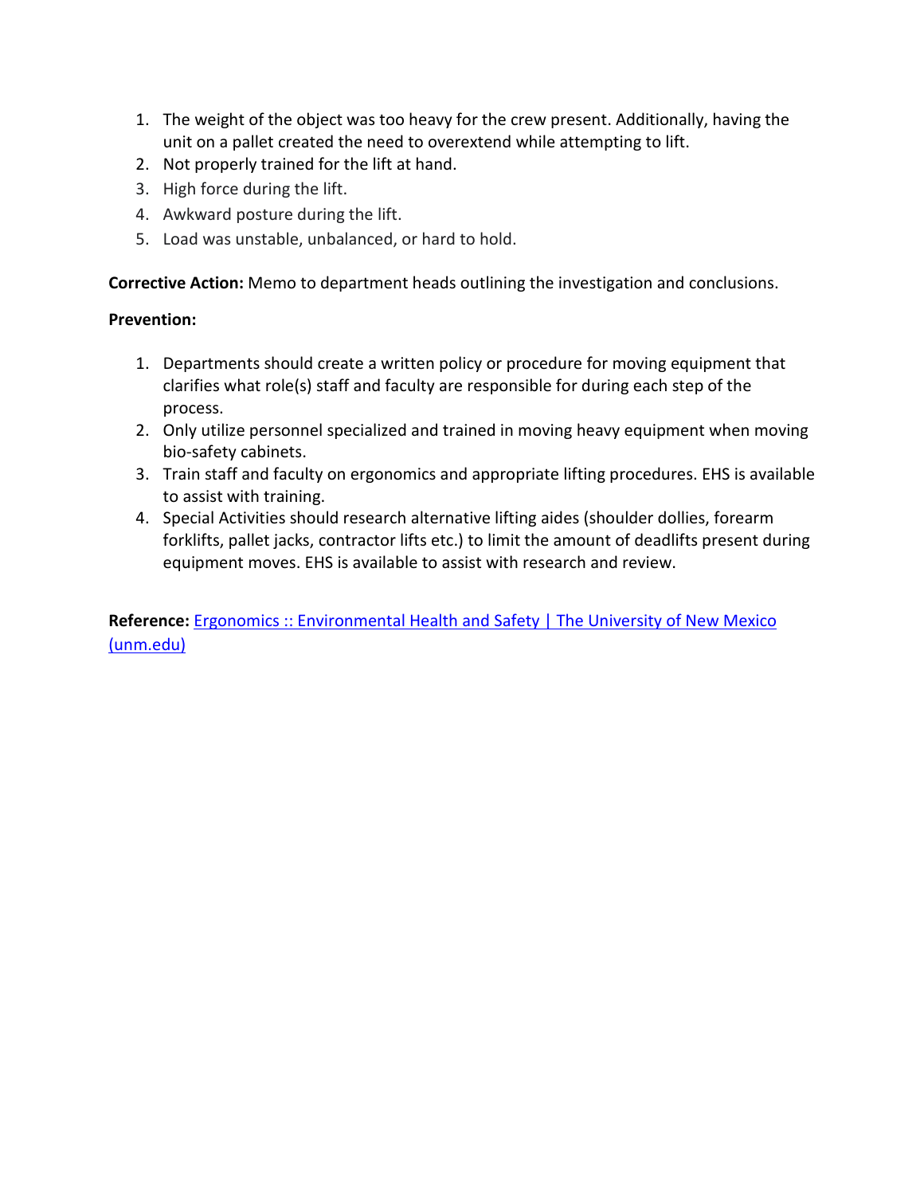1. The weight of the object was too heavy for the crew present. Additionally, having the unit on a pallet created the need to overextend while attempting to lift.
2. Not properly trained for the lift at hand.
3. High force during the lift.
4. Awkward posture during the lift.
5. Load was unstable, unbalanced, or hard to hold.

**Corrective Action:** Memo to department heads outlining the investigation and conclusions.

**Prevention:**

1. Departments should create a written policy or procedure for moving equipment that clarifies what role(s) staff and faculty are responsible for during each step of the process.
2. Only utilize personnel specialized and trained in moving heavy equipment when moving bio-safety cabinets.
3. Train staff and faculty on ergonomics and appropriate lifting procedures. EHS is available to assist with training.
4. Special Activities should research alternative lifting aides (shoulder dollies, forearm forklifts, pallet jacks, contractor lifts etc.) to limit the amount of deadlifts present during equipment moves. EHS is available to assist with research and review.

**Reference:** Ergonomics :: Environmental Health and Safety | The University of New Mexico (unm.edu)